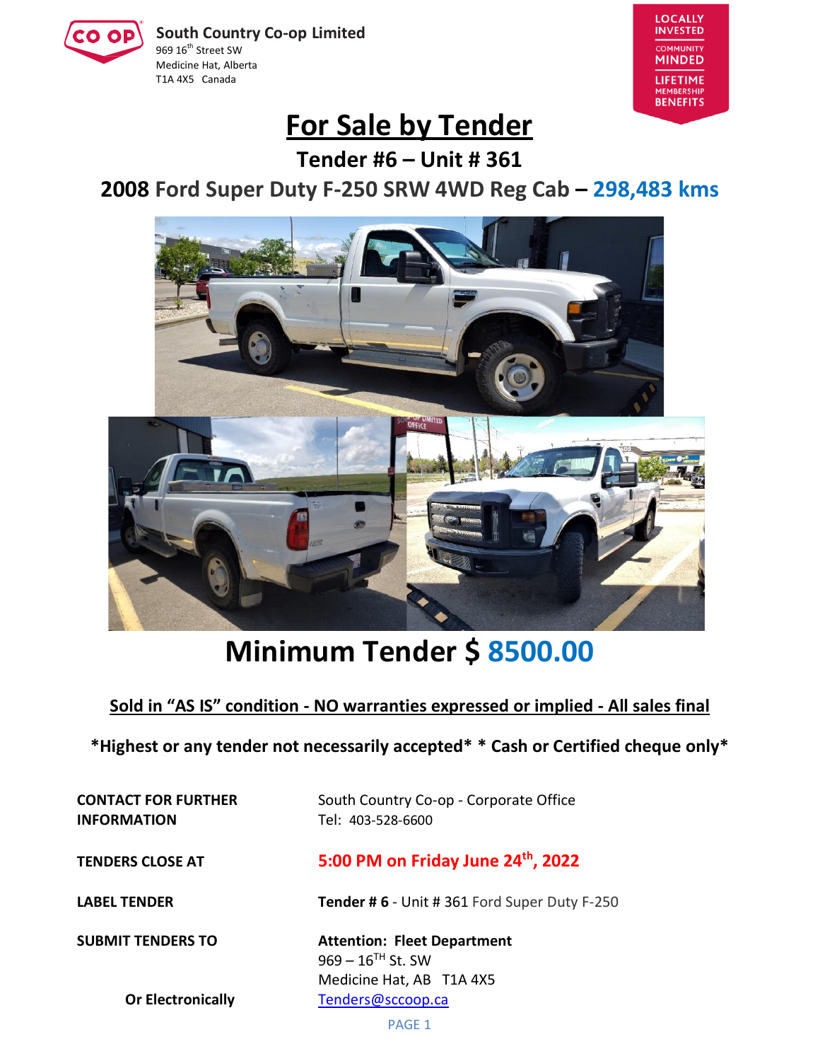South Country Co-op Limited
969 16th Street SW
Medicine Hat, Alberta
T1A 4X5 Canada

LOCALLY INVESTED
COMMUNITY MINDED
LIFETIME MEMBERSHIP BENEFITS

# For Sale by Tender

## Tender #6 – Unit # 361

## 2008 Ford Super Duty F-250 SRW 4WD Reg Cab – 298,483 kms

# Minimum Tender $ 8500.00

**Sold in "AS IS" condition - NO warranties expressed or implied - All sales final**

***Highest or any tender not necessarily accepted* * Cash or Certified cheque only***

| | |
|---|---|
| **CONTACT FOR FURTHER INFORMATION** | South Country Co-op - Corporate Office<br>Tel: 403-528-6600 |
| **TENDERS CLOSE AT** | **5:00 PM on Friday June 24th, 2022** |
| **LABEL TENDER** | **Tender # 6** - Unit # 361 Ford Super Duty F-250 |
| **SUBMIT TENDERS TO** | **Attention: Fleet Department**<br>969 – 16TH St. SW<br>Medicine Hat, AB T1A 4X5 |
| **Or Electronically** | Tenders@sccoop.ca |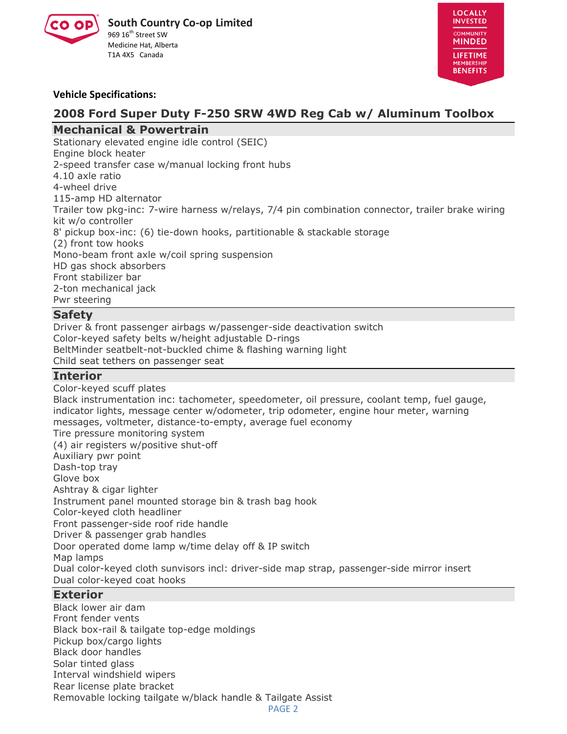**South Country Co-op Limited**
969 16th Street SW
Medicine Hat, Alberta
T1A 4X5 Canada

LOCALLY INVESTED
COMMUNITY MINDED
LIFETIME MEMBERSHIP BENEFITS

**Vehicle Specifications:**

## 2008 Ford Super Duty F-250 SRW 4WD Reg Cab w/ Aluminum Toolbox

### Mechanical & Powertrain

Stationary elevated engine idle control (SEIC)
Engine block heater
2-speed transfer case w/manual locking front hubs
4.10 axle ratio
4-wheel drive
115-amp HD alternator
Trailer tow pkg-inc: 7-wire harness w/relays, 7/4 pin combination connector, trailer brake wiring kit w/o controller
8' pickup box-inc: (6) tie-down hooks, partitionable & stackable storage
(2) front tow hooks
Mono-beam front axle w/coil spring suspension
HD gas shock absorbers
Front stabilizer bar
2-ton mechanical jack
Pwr steering

### Safety

Driver & front passenger airbags w/passenger-side deactivation switch
Color-keyed safety belts w/height adjustable D-rings
BeltMinder seatbelt-not-buckled chime & flashing warning light
Child seat tethers on passenger seat

### Interior

Color-keyed scuff plates
Black instrumentation inc: tachometer, speedometer, oil pressure, coolant temp, fuel gauge, indicator lights, message center w/odometer, trip odometer, engine hour meter, warning messages, voltmeter, distance-to-empty, average fuel economy
Tire pressure monitoring system
(4) air registers w/positive shut-off
Auxiliary pwr point
Dash-top tray
Glove box
Ashtray & cigar lighter
Instrument panel mounted storage bin & trash bag hook
Color-keyed cloth headliner
Front passenger-side roof ride handle
Driver & passenger grab handles
Door operated dome lamp w/time delay off & IP switch
Map lamps
Dual color-keyed cloth sunvisors incl: driver-side map strap, passenger-side mirror insert
Dual color-keyed coat hooks

### Exterior

Black lower air dam
Front fender vents
Black box-rail & tailgate top-edge moldings
Pickup box/cargo lights
Black door handles
Solar tinted glass
Interval windshield wipers
Rear license plate bracket
Removable locking tailgate w/black handle & Tailgate Assist